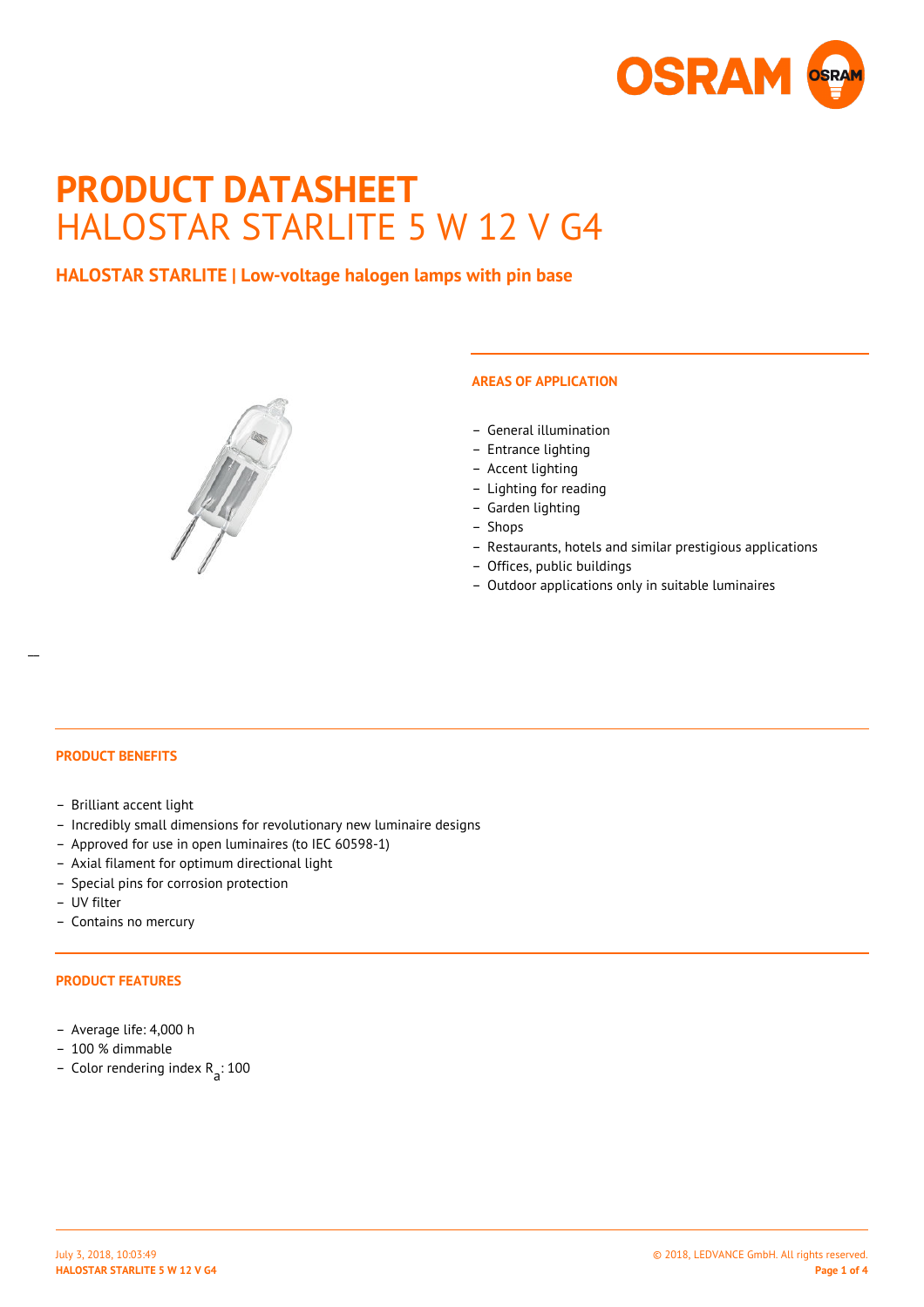# PRODUCT DATASHEET
# HALOSTAR STARLITE 5 W 12 V G4

## HALOSTAR STARLITE | Low-voltage halogen lamps with pin base

### AREAS OF APPLICATION

- General illumination
- Entrance lighting
- Accent lighting
- Lighting for reading
- Garden lighting
- Shops
- Restaurants, hotels and similar prestigious applications
- Offices, public buildings
- Outdoor applications only in suitable luminaires

### PRODUCT BENEFITS

- Brilliant accent light
- Incredibly small dimensions for revolutionary new luminaire designs
- Approved for use in open luminaires (to IEC 60598-1)
- Axial filament for optimum directional light
- Special pins for corrosion protection
- UV filter
- Contains no mercury

### PRODUCT FEATURES

- Average life: 4,000 h
- 100 % dimmable
- Color rendering index $R_a$: 100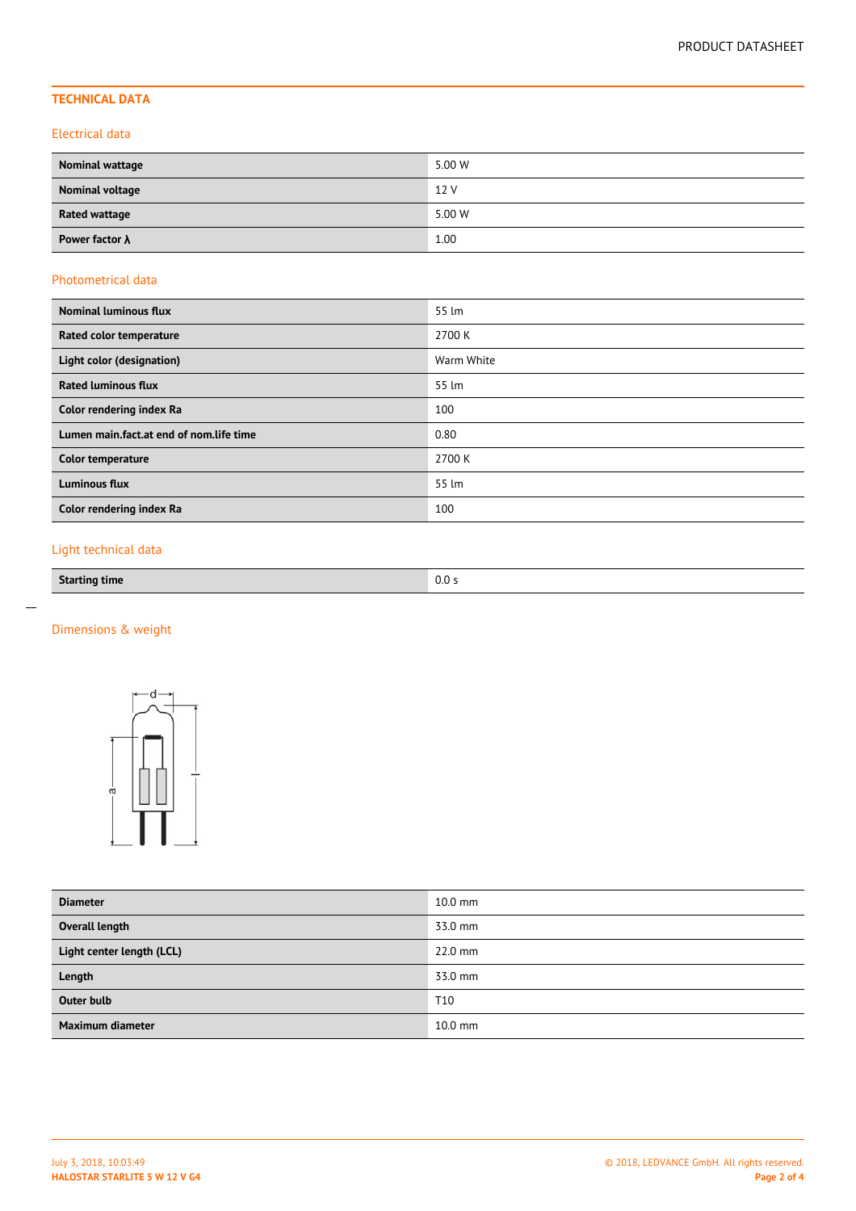## TECHNICAL DATA

### Electrical data

| | |
|---|---|
| **Nominal wattage** | 5.00 W |
| **Nominal voltage** | 12 V |
| **Rated wattage** | 5.00 W |
| **Power factor λ** | 1.00 |

### Photometrical data

| | |
|---|---|
| **Nominal luminous flux** | 55 lm |
| **Rated color temperature** | 2700 K |
| **Light color (designation)** | Warm White |
| **Rated luminous flux** | 55 lm |
| **Color rendering index Ra** | 100 |
| **Lumen main.fact.at end of nom.life time** | 0.80 |
| **Color temperature** | 2700 K |
| **Luminous flux** | 55 lm |
| **Color rendering index Ra** | 100 |

### Light technical data

| | |
|---|---|
| **Starting time** | 0.0 s |

### Dimensions & weight

| | |
|---|---|
| **Diameter** | 10.0 mm |
| **Overall length** | 33.0 mm |
| **Light center length (LCL)** | 22.0 mm |
| **Length** | 33.0 mm |
| **Outer bulb** | T10 |
| **Maximum diameter** | 10.0 mm |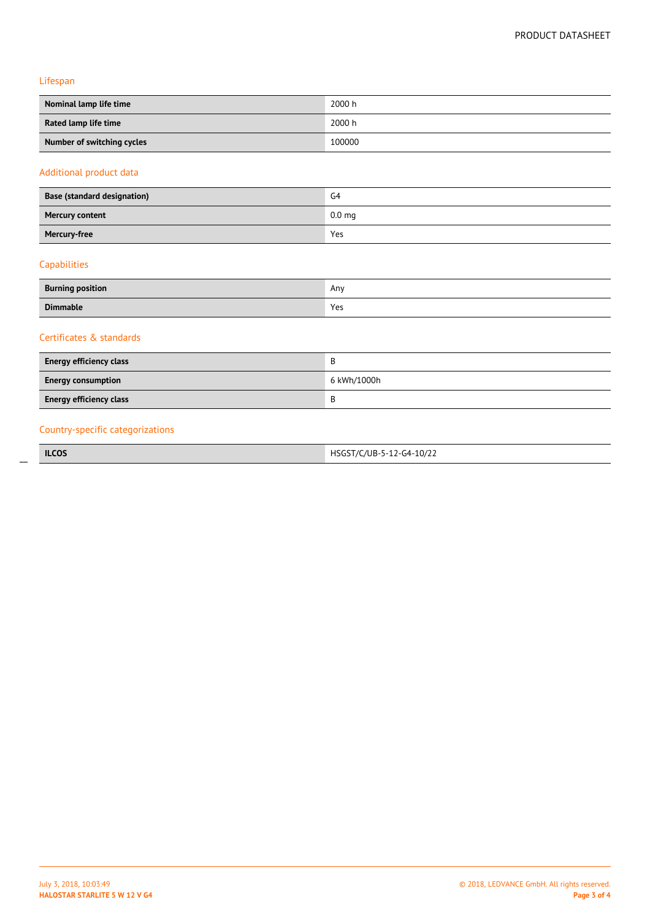## Lifespan

| | |
|---|---|
| **Nominal lamp life time** | 2000 h |
| **Rated lamp life time** | 2000 h |
| **Number of switching cycles** | 100000 |

## Additional product data

| | |
|---|---|
| **Base (standard designation)** | G4 |
| **Mercury content** | 0.0 mg |
| **Mercury-free** | Yes |

## Capabilities

| | |
|---|---|
| **Burning position** | Any |
| **Dimmable** | Yes |

## Certificates & standards

| | |
|---|---|
| **Energy efficiency class** | B |
| **Energy consumption** | 6 kWh/1000h |
| **Energy efficiency class** | B |

## Country-specific categorizations

| | |
|---|---|
| **ILCOS** | HSGST/C/UB-5-12-G4-10/22 |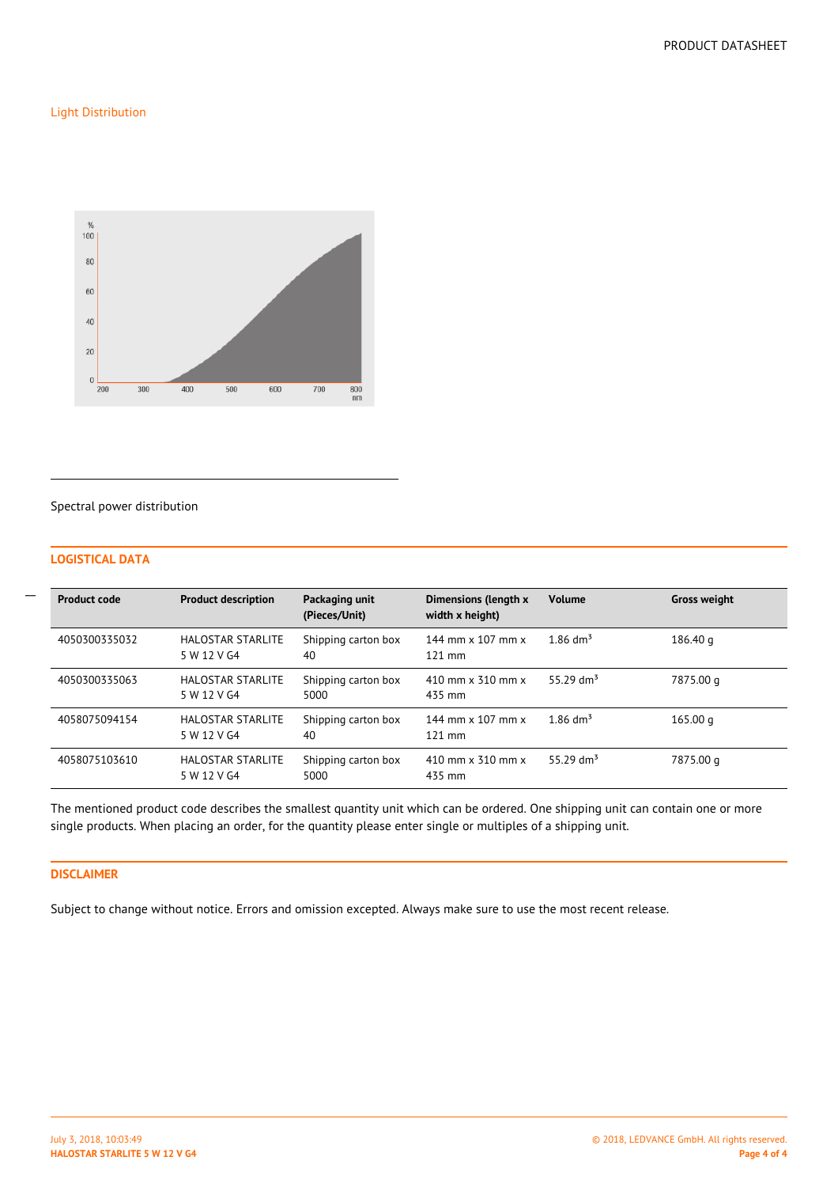## Light Distribution

%
100
80
60
40
20
0
200
300
400
500
600
700
800
nm

Spectral power distribution

## LOGISTICAL DATA

| Product code | Product description | Packaging unit (Pieces/Unit) | Dimensions (length x width x height) | Volume | Gross weight |
|---|---|---|---|---|---|
| 4050300335032 | HALOSTAR STARLITE 5 W 12 V G4 | Shipping carton box 40 | 144 mm x 107 mm x 121 mm | 1.86 $dm^3$ | 186.40 g |
| 4050300335063 | HALOSTAR STARLITE 5 W 12 V G4 | Shipping carton box 5000 | 410 mm x 310 mm x 435 mm | 55.29 $dm^3$ | 7875.00 g |
| 4058075094154 | HALOSTAR STARLITE 5 W 12 V G4 | Shipping carton box 40 | 144 mm x 107 mm x 121 mm | 1.86 $dm^3$ | 165.00 g |
| 4058075103610 | HALOSTAR STARLITE 5 W 12 V G4 | Shipping carton box 5000 | 410 mm x 310 mm x 435 mm | 55.29 $dm^3$ | 7875.00 g |

The mentioned product code describes the smallest quantity unit which can be ordered. One shipping unit can contain one or more single products. When placing an order, for the quantity please enter single or multiples of a shipping unit.

## DISCLAIMER

Subject to change without notice. Errors and omission excepted. Always make sure to use the most recent release.